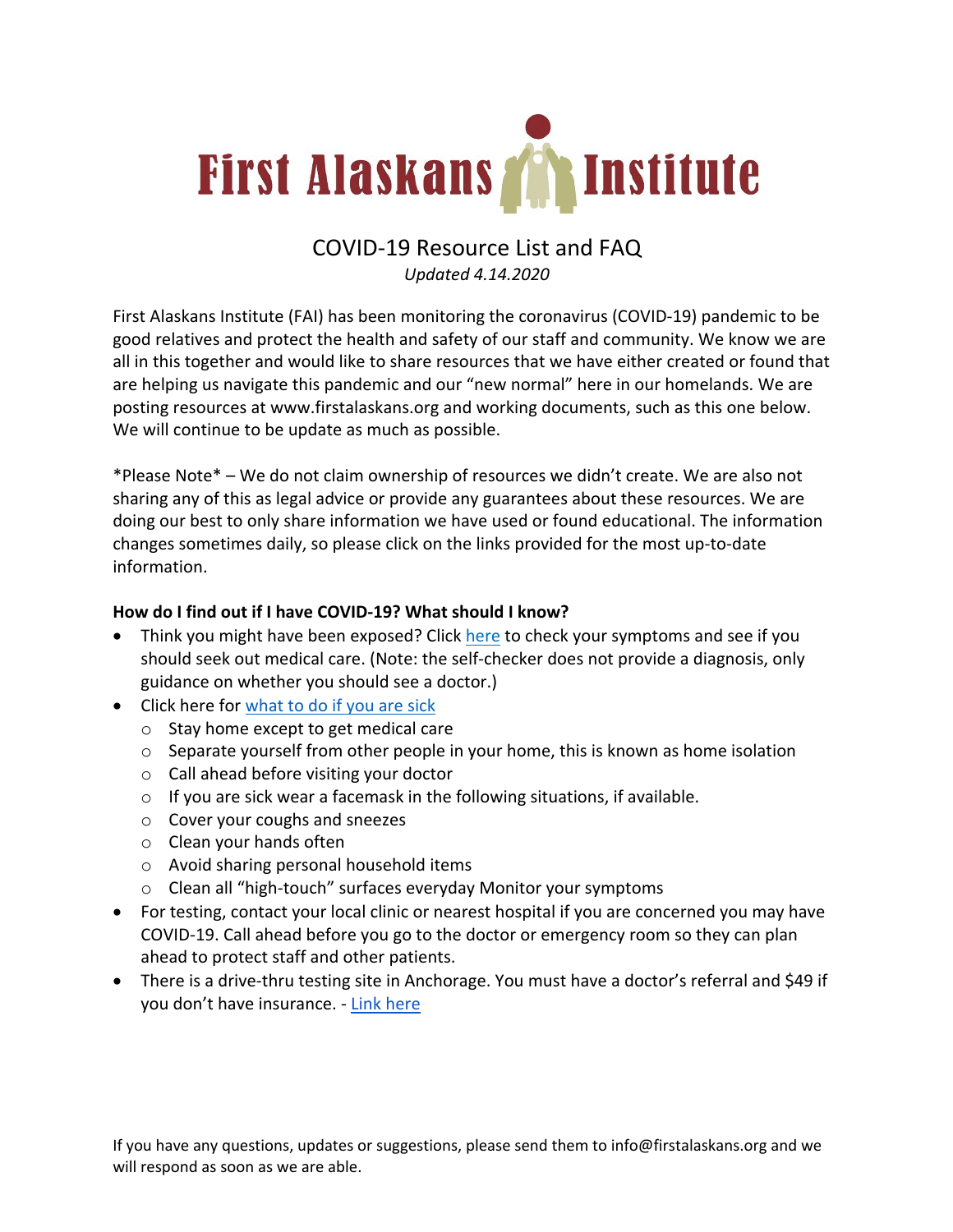# First Alaskans Institute

## COVID-19 Resource List and FAQ

*Updated 4.14.2020*

First Alaskans Institute (FAI) has been monitoring the coronavirus (COVID-19) pandemic to be good relatives and protect the health and safety of our staff and community. We know we are all in this together and would like to share resources that we have either created or found that are helping us navigate this pandemic and our "new normal" here in our homelands. We are posting resources at www.firstalaskans.org and working documents, such as this one below. We will continue to be update as much as possible.

*Please Note* – We do not claim ownership of resources we didn't create. We are also not sharing any of this as legal advice or provide any guarantees about these resources. We are doing our best to only share information we have used or found educational. The information changes sometimes daily, so please click on the links provided for the most up-to-date information.

**How do I find out if I have COVID-19? What should I know?**

- Think you might have been exposed? Click here to check your symptoms and see if you should seek out medical care. (Note: the self-checker does not provide a diagnosis, only guidance on whether you should see a doctor.)
- Click here for what to do if you are sick
  - Stay home except to get medical care
  - Separate yourself from other people in your home, this is known as home isolation
  - Call ahead before visiting your doctor
  - If you are sick wear a facemask in the following situations, if available.
  - Cover your coughs and sneezes
  - Clean your hands often
  - Avoid sharing personal household items
  - Clean all "high-touch" surfaces everyday Monitor your symptoms
- For testing, contact your local clinic or nearest hospital if you are concerned you may have COVID-19. Call ahead before you go to the doctor or emergency room so they can plan ahead to protect staff and other patients.
- There is a drive-thru testing site in Anchorage. You must have a doctor's referral and $49 if you don't have insurance. - Link here

If you have any questions, updates or suggestions, please send them to info@firstalaskans.org and we will respond as soon as we are able.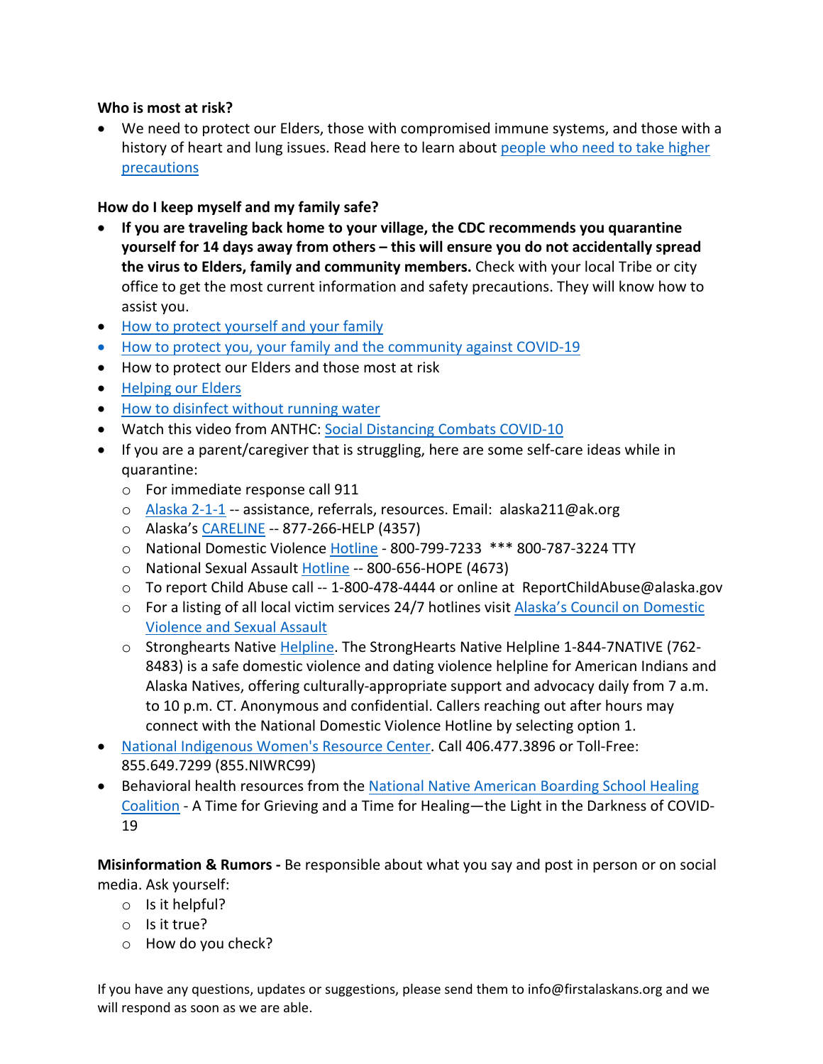**Who is most at risk?**

- We need to protect our Elders, those with compromised immune systems, and those with a history of heart and lung issues. Read here to learn about people who need to take higher precautions

**How do I keep myself and my family safe?**

- **If you are traveling back home to your village, the CDC recommends you quarantine yourself for 14 days away from others – this will ensure you do not accidentally spread the virus to Elders, family and community members.** Check with your local Tribe or city office to get the most current information and safety precautions. They will know how to assist you.
- How to protect yourself and your family
- How to protect you, your family and the community against COVID-19
- How to protect our Elders and those most at risk
- Helping our Elders
- How to disinfect without running water
- Watch this video from ANTHC: Social Distancing Combats COVID-10
- If you are a parent/caregiver that is struggling, here are some self-care ideas while in quarantine:
  - For immediate response call 911
  - Alaska 2-1-1 -- assistance, referrals, resources. Email: alaska211@ak.org
  - Alaska's CARELINE -- 877-266-HELP (4357)
  - National Domestic Violence Hotline - 800-799-7233 *** 800-787-3224 TTY
  - National Sexual Assault Hotline -- 800-656-HOPE (4673)
  - To report Child Abuse call -- 1-800-478-4444 or online at ReportChildAbuse@alaska.gov
  - For a listing of all local victim services 24/7 hotlines visit Alaska's Council on Domestic Violence and Sexual Assault
  - Stronghearts Native Helpline. The StrongHearts Native Helpline 1-844-7NATIVE (762-8483) is a safe domestic violence and dating violence helpline for American Indians and Alaska Natives, offering culturally-appropriate support and advocacy daily from 7 a.m. to 10 p.m. CT. Anonymous and confidential. Callers reaching out after hours may connect with the National Domestic Violence Hotline by selecting option 1.
- National Indigenous Women's Resource Center. Call 406.477.3896 or Toll-Free: 855.649.7299 (855.NIWRC99)
- Behavioral health resources from the National Native American Boarding School Healing Coalition - A Time for Grieving and a Time for Healing—the Light in the Darkness of COVID-19

**Misinformation & Rumors -** Be responsible about what you say and post in person or on social media. Ask yourself:

- Is it helpful?
- Is it true?
- How do you check?

If you have any questions, updates or suggestions, please send them to info@firstalaskans.org and we will respond as soon as we are able.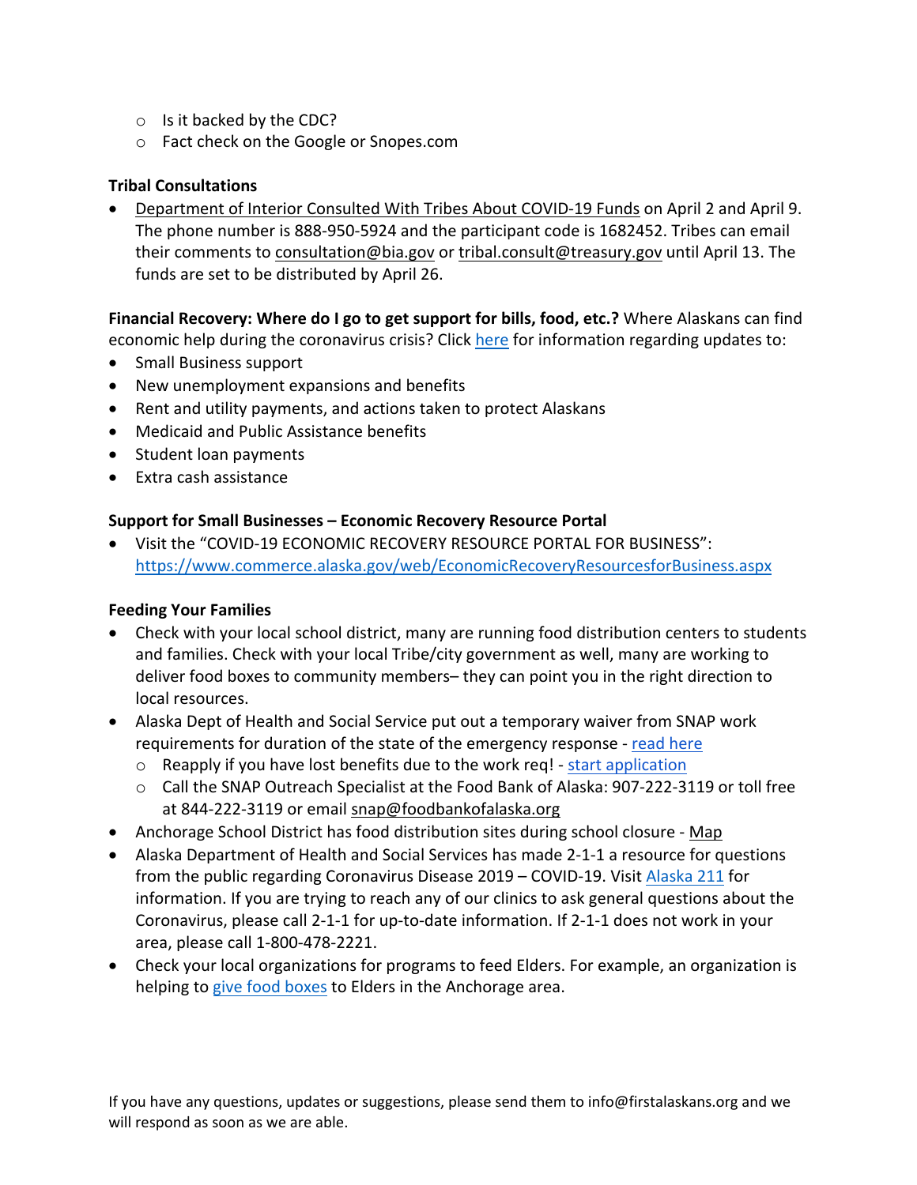- Is it backed by the CDC?
  - Fact check on the Google or Snopes.com

**Tribal Consultations**

- Department of Interior Consulted With Tribes About COVID-19 Funds on April 2 and April 9. The phone number is 888-950-5924 and the participant code is 1682452. Tribes can email their comments to consultation@bia.gov or tribal.consult@treasury.gov until April 13. The funds are set to be distributed by April 26.

**Financial Recovery: Where do I go to get support for bills, food, etc.?** Where Alaskans can find economic help during the coronavirus crisis? Click here for information regarding updates to:

- Small Business support
- New unemployment expansions and benefits
- Rent and utility payments, and actions taken to protect Alaskans
- Medicaid and Public Assistance benefits
- Student loan payments
- Extra cash assistance

**Support for Small Businesses – Economic Recovery Resource Portal**

- Visit the "COVID-19 ECONOMIC RECOVERY RESOURCE PORTAL FOR BUSINESS": https://www.commerce.alaska.gov/web/EconomicRecoveryResourcesforBusiness.aspx

**Feeding Your Families**

- Check with your local school district, many are running food distribution centers to students and families. Check with your local Tribe/city government as well, many are working to deliver food boxes to community members– they can point you in the right direction to local resources.
- Alaska Dept of Health and Social Service put out a temporary waiver from SNAP work requirements for duration of the state of the emergency response - read here
  - Reapply if you have lost benefits due to the work req! - start application
  - Call the SNAP Outreach Specialist at the Food Bank of Alaska: 907-222-3119 or toll free at 844-222-3119 or email snap@foodbankofalaska.org
- Anchorage School District has food distribution sites during school closure - Map
- Alaska Department of Health and Social Services has made 2-1-1 a resource for questions from the public regarding Coronavirus Disease 2019 – COVID-19. Visit Alaska 211 for information. If you are trying to reach any of our clinics to ask general questions about the Coronavirus, please call 2-1-1 for up-to-date information. If 2-1-1 does not work in your area, please call 1-800-478-2221.
- Check your local organizations for programs to feed Elders. For example, an organization is helping to give food boxes to Elders in the Anchorage area.

If you have any questions, updates or suggestions, please send them to info@firstalaskans.org and we will respond as soon as we are able.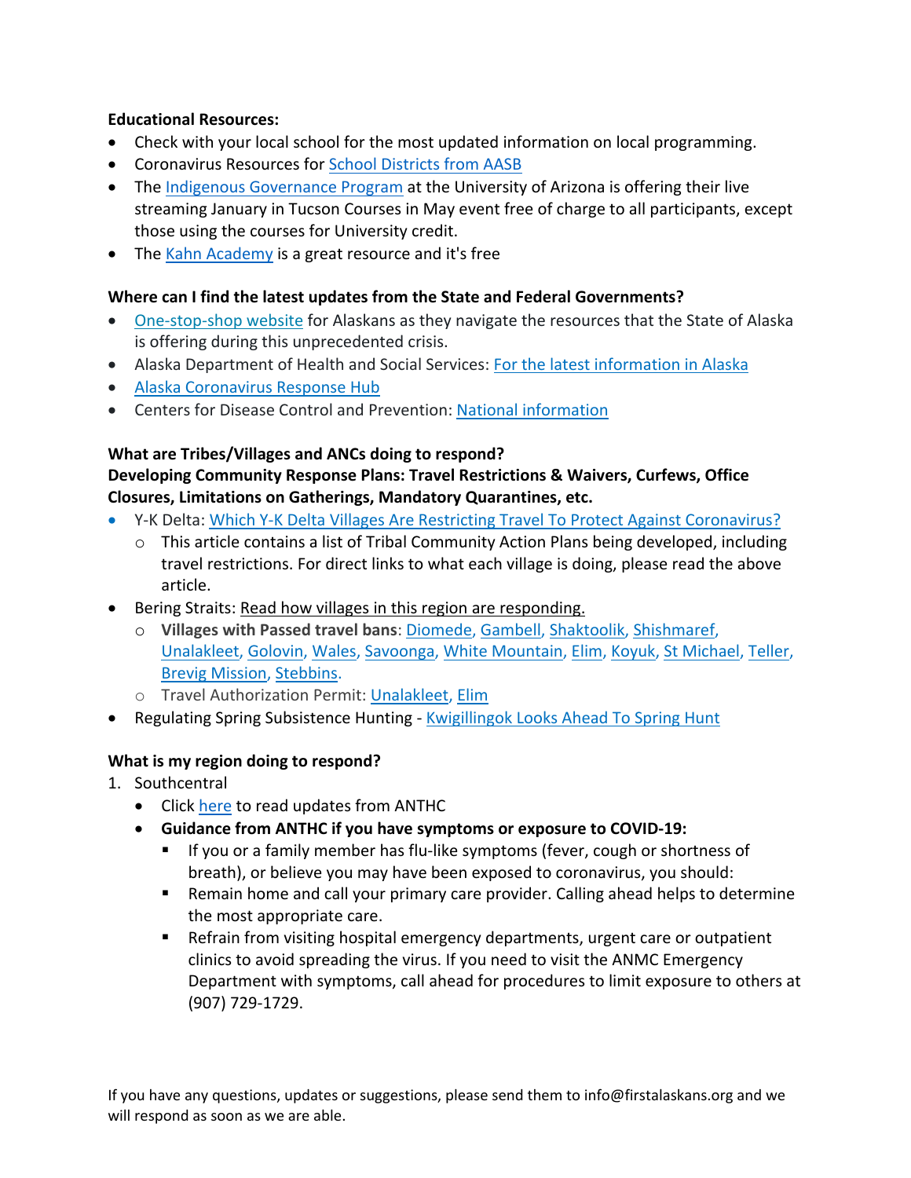**Educational Resources:**

- Check with your local school for the most updated information on local programming.
- Coronavirus Resources for School Districts from AASB
- The Indigenous Governance Program at the University of Arizona is offering their live streaming January in Tucson Courses in May event free of charge to all participants, except those using the courses for University credit.
- The Kahn Academy is a great resource and it's free

**Where can I find the latest updates from the State and Federal Governments?**

- One-stop-shop website for Alaskans as they navigate the resources that the State of Alaska is offering during this unprecedented crisis.
- Alaska Department of Health and Social Services: For the latest information in Alaska
- Alaska Coronavirus Response Hub
- Centers for Disease Control and Prevention: National information

**What are Tribes/Villages and ANCs doing to respond?**
**Developing Community Response Plans: Travel Restrictions & Waivers, Curfews, Office Closures, Limitations on Gatherings, Mandatory Quarantines, etc.**

- Y-K Delta: Which Y-K Delta Villages Are Restricting Travel To Protect Against Coronavirus?
  - This article contains a list of Tribal Community Action Plans being developed, including travel restrictions. For direct links to what each village is doing, please read the above article.
- Bering Straits: Read how villages in this region are responding.
  - **Villages with Passed travel bans**: Diomede, Gambell, Shaktoolik, Shishmaref, Unalakleet, Golovin, Wales, Savoonga, White Mountain, Elim, Koyuk, St Michael, Teller, Brevig Mission, Stebbins.
  - Travel Authorization Permit: Unalakleet, Elim
- Regulating Spring Subsistence Hunting - Kwigillingok Looks Ahead To Spring Hunt

**What is my region doing to respond?**

1. Southcentral
   - Click here to read updates from ANTHC
   - **Guidance from ANTHC if you have symptoms or exposure to COVID-19:**
     - If you or a family member has flu-like symptoms (fever, cough or shortness of breath), or believe you may have been exposed to coronavirus, you should:
     - Remain home and call your primary care provider. Calling ahead helps to determine the most appropriate care.
     - Refrain from visiting hospital emergency departments, urgent care or outpatient clinics to avoid spreading the virus. If you need to visit the ANMC Emergency Department with symptoms, call ahead for procedures to limit exposure to others at (907) 729-1729.

If you have any questions, updates or suggestions, please send them to info@firstalaskans.org and we will respond as soon as we are able.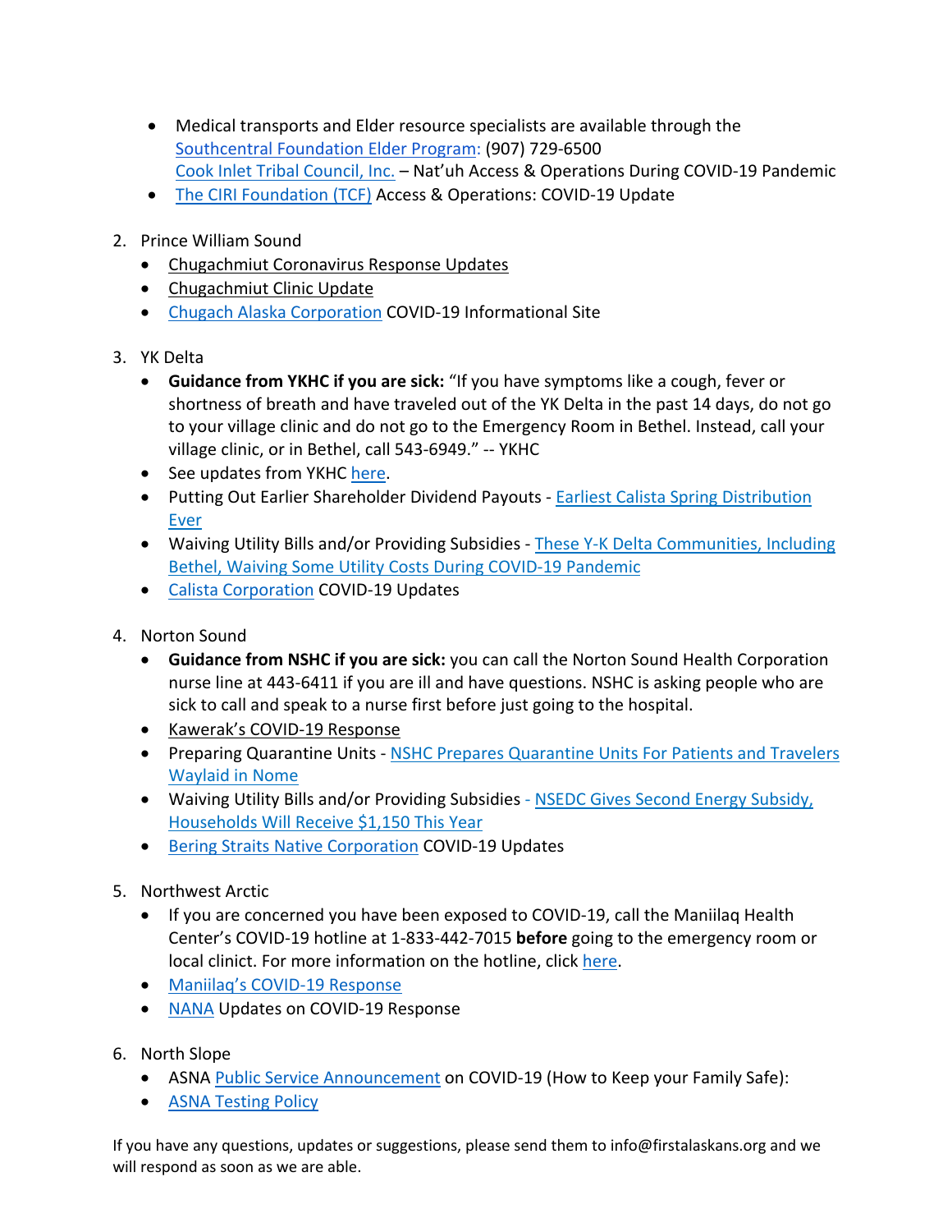- Medical transports and Elder resource specialists are available through the Southcentral Foundation Elder Program: (907) 729-6500
  Cook Inlet Tribal Council, Inc. – Nat'uh Access & Operations During COVID-19 Pandemic
- The CIRI Foundation (TCF) Access & Operations: COVID-19 Update

2. Prince William Sound
   - Chugachmiut Coronavirus Response Updates
   - Chugachmiut Clinic Update
   - Chugach Alaska Corporation COVID-19 Informational Site

3. YK Delta
   - **Guidance from YKHC if you are sick:** "If you have symptoms like a cough, fever or shortness of breath and have traveled out of the YK Delta in the past 14 days, do not go to your village clinic and do not go to the Emergency Room in Bethel. Instead, call your village clinic, or in Bethel, call 543-6949." -- YKHC
   - See updates from YKHC here.
   - Putting Out Earlier Shareholder Dividend Payouts - Earliest Calista Spring Distribution Ever
   - Waiving Utility Bills and/or Providing Subsidies - These Y-K Delta Communities, Including Bethel, Waiving Some Utility Costs During COVID-19 Pandemic
   - Calista Corporation COVID-19 Updates

4. Norton Sound
   - **Guidance from NSHC if you are sick:** you can call the Norton Sound Health Corporation nurse line at 443-6411 if you are ill and have questions. NSHC is asking people who are sick to call and speak to a nurse first before just going to the hospital.
   - Kawerak's COVID-19 Response
   - Preparing Quarantine Units - NSHC Prepares Quarantine Units For Patients and Travelers Waylaid in Nome
   - Waiving Utility Bills and/or Providing Subsidies - NSEDC Gives Second Energy Subsidy, Households Will Receive $1,150 This Year
   - Bering Straits Native Corporation COVID-19 Updates

5. Northwest Arctic
   - If you are concerned you have been exposed to COVID-19, call the Maniilaq Health Center's COVID-19 hotline at 1-833-442-7015 **before** going to the emergency room or local clinict. For more information on the hotline, click here.
   - Maniilaq's COVID-19 Response
   - NANA Updates on COVID-19 Response

6. North Slope
   - ASNA Public Service Announcement on COVID-19 (How to Keep your Family Safe):
   - ASNA Testing Policy

If you have any questions, updates or suggestions, please send them to info@firstalaskans.org and we will respond as soon as we are able.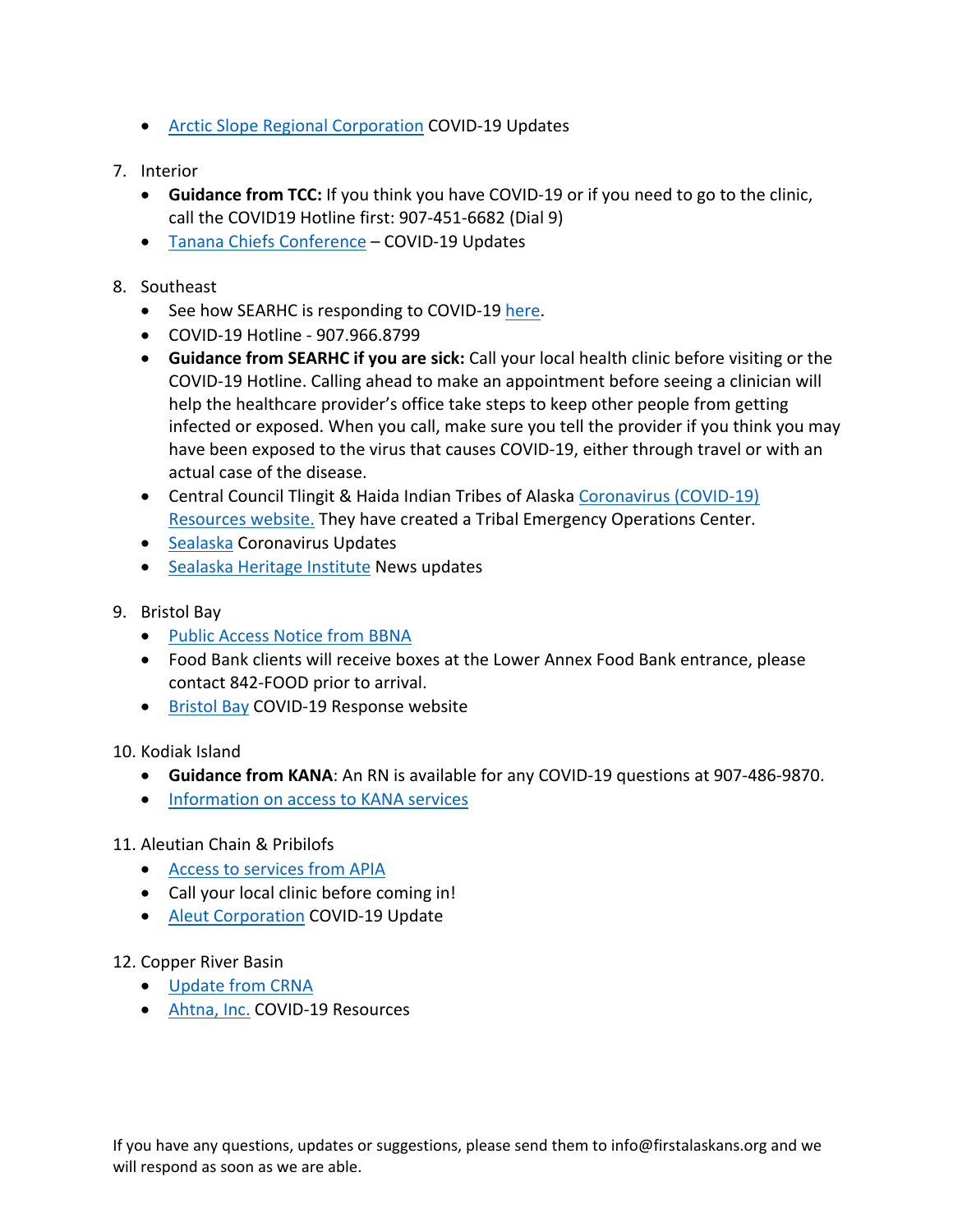- Arctic Slope Regional Corporation COVID-19 Updates

7. Interior
   - **Guidance from TCC:** If you think you have COVID-19 or if you need to go to the clinic, call the COVID19 Hotline first: 907-451-6682 (Dial 9)
   - Tanana Chiefs Conference – COVID-19 Updates

8. Southeast
   - See how SEARHC is responding to COVID-19 here.
   - COVID-19 Hotline - 907.966.8799
   - **Guidance from SEARHC if you are sick:** Call your local health clinic before visiting or the COVID-19 Hotline. Calling ahead to make an appointment before seeing a clinician will help the healthcare provider's office take steps to keep other people from getting infected or exposed. When you call, make sure you tell the provider if you think you may have been exposed to the virus that causes COVID-19, either through travel or with an actual case of the disease.
   - Central Council Tlingit & Haida Indian Tribes of Alaska Coronavirus (COVID-19) Resources website. They have created a Tribal Emergency Operations Center.
   - Sealaska Coronavirus Updates
   - Sealaska Heritage Institute News updates

9. Bristol Bay
   - Public Access Notice from BBNA
   - Food Bank clients will receive boxes at the Lower Annex Food Bank entrance, please contact 842-FOOD prior to arrival.
   - Bristol Bay COVID-19 Response website

10. Kodiak Island
    - **Guidance from KANA**: An RN is available for any COVID-19 questions at 907-486-9870.
    - Information on access to KANA services

11. Aleutian Chain & Pribilofs
    - Access to services from APIA
    - Call your local clinic before coming in!
    - Aleut Corporation COVID-19 Update

12. Copper River Basin
    - Update from CRNA
    - Ahtna, Inc. COVID-19 Resources

If you have any questions, updates or suggestions, please send them to info@firstalaskans.org and we will respond as soon as we are able.